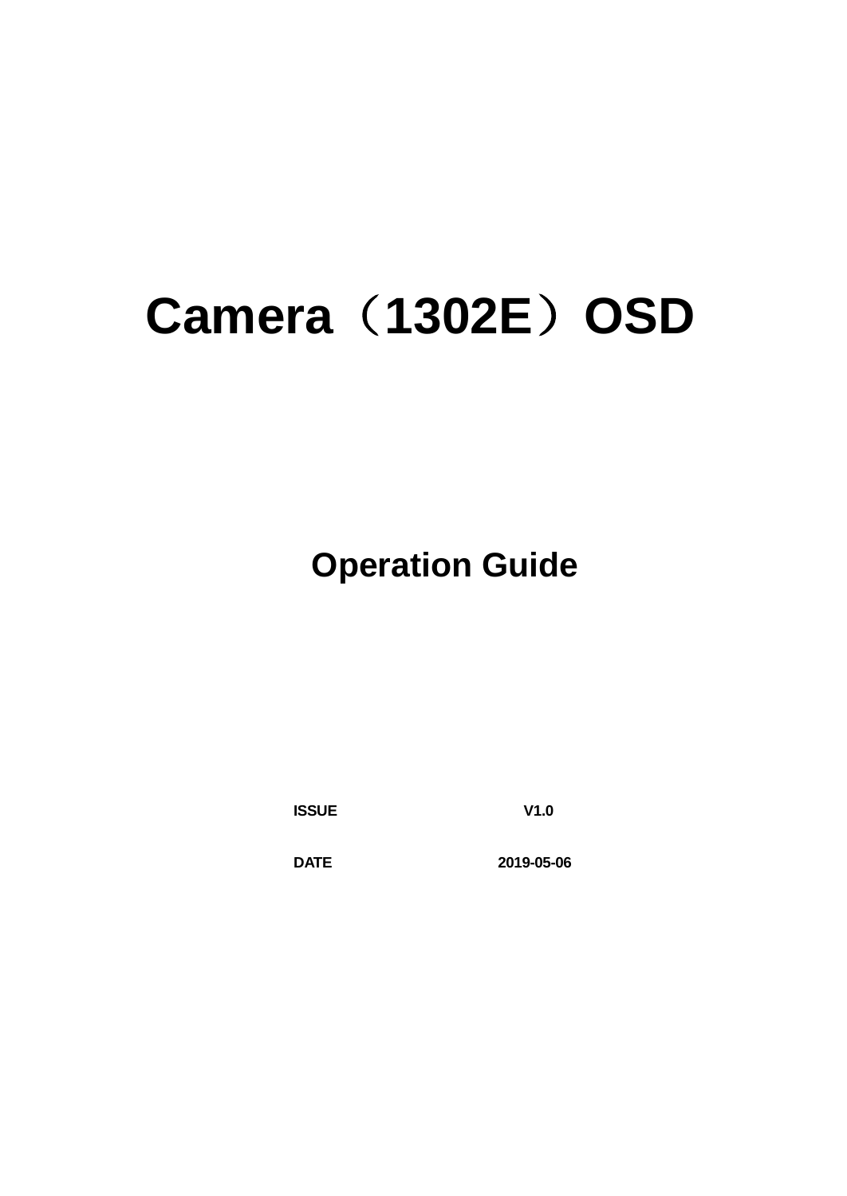# Camera（1302E）OSD

## Operation Guide

| ISSUE | V1.0 |
| --- | --- |
| DATE | 2019-05-06 |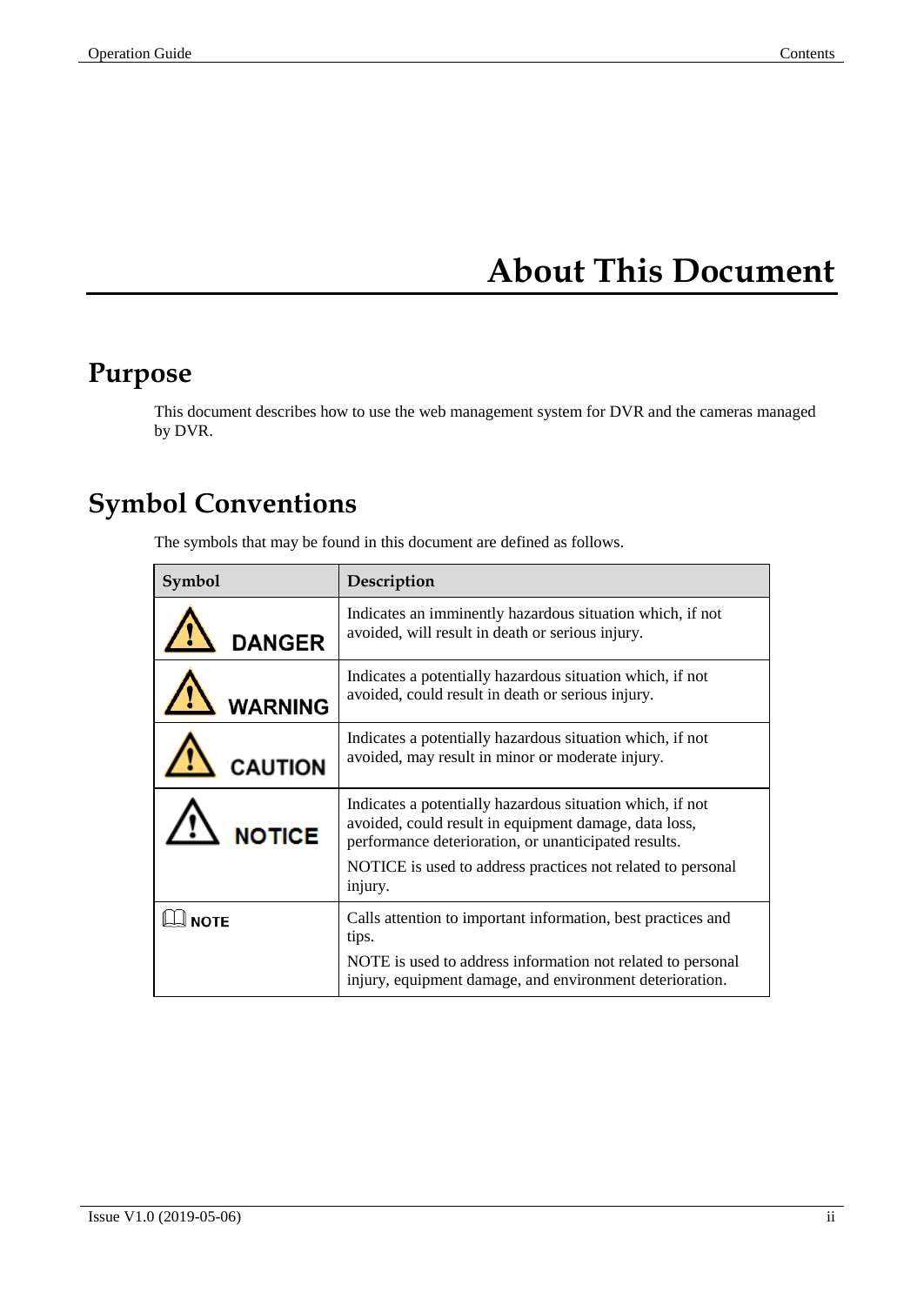# About This Document

## Purpose

This document describes how to use the web management system for DVR and the cameras managed by DVR.

## Symbol Conventions

The symbols that may be found in this document are defined as follows.

| Symbol | Description |
|---|---|
| DANGER | Indicates an imminently hazardous situation which, if not avoided, will result in death or serious injury. |
| WARNING | Indicates a potentially hazardous situation which, if not avoided, could result in death or serious injury. |
| CAUTION | Indicates a potentially hazardous situation which, if not avoided, may result in minor or moderate injury. |
| NOTICE | Indicates a potentially hazardous situation which, if not avoided, could result in equipment damage, data loss, performance deterioration, or unanticipated results.<br>NOTICE is used to address practices not related to personal injury. |
| NOTE | Calls attention to important information, best practices and tips.<br>NOTE is used to address information not related to personal injury, equipment damage, and environment deterioration. |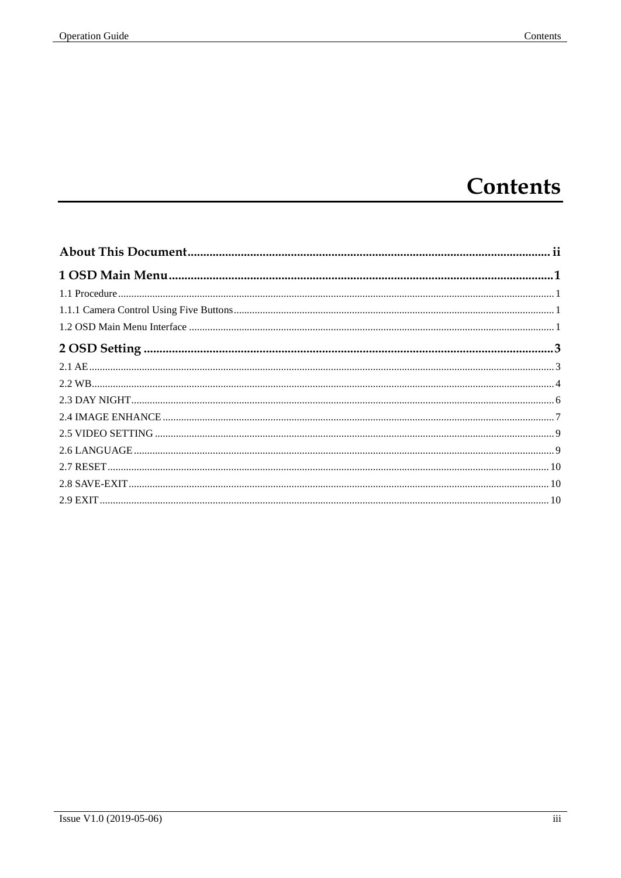# Contents

**About This Document ........................................................................ ii**

**1 OSD Main Menu ........................................................................ 1**

1.1 Procedure ........................................................................ 1

1.1.1 Camera Control Using Five Buttons ........................................................................ 1

1.2 OSD Main Menu Interface ........................................................................ 1

**2 OSD Setting ........................................................................ 3**

2.1 AE ........................................................................ 3

2.2 WB ........................................................................ 4

2.3 DAY NIGHT ........................................................................ 6

2.4 IMAGE ENHANCE ........................................................................ 7

2.5 VIDEO SETTING ........................................................................ 9

2.6 LANGUAGE ........................................................................ 9

2.7 RESET ........................................................................ 10

2.8 SAVE-EXIT ........................................................................ 10

2.9 EXIT ........................................................................ 10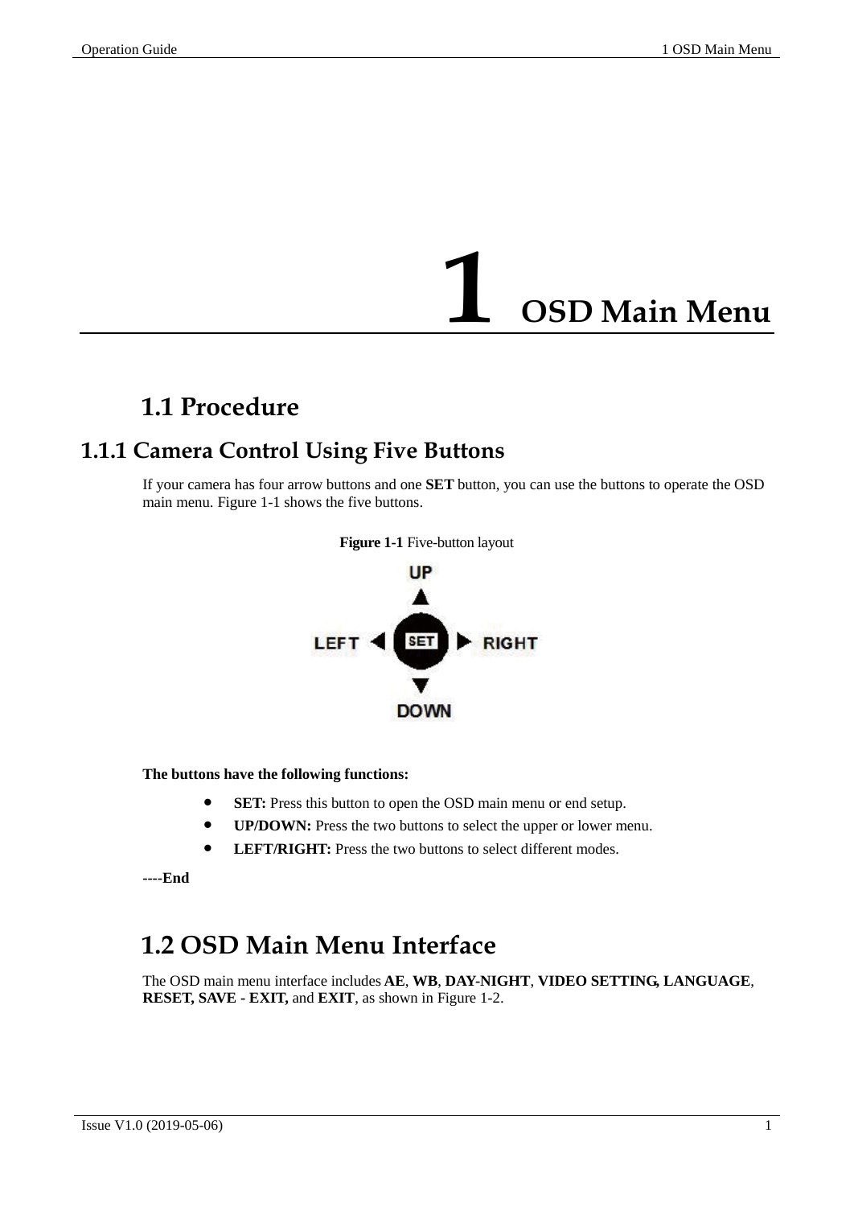# 1 OSD Main Menu

## 1.1 Procedure

### 1.1.1 Camera Control Using Five Buttons

If your camera has four arrow buttons and one **SET** button, you can use the buttons to operate the OSD main menu. Figure 1-1 shows the five buttons.

**Figure 1-1** Five-button layout

**The buttons have the following functions:**

- **SET:** Press this button to open the OSD main menu or end setup.
- **UP/DOWN:** Press the two buttons to select the upper or lower menu.
- **LEFT/RIGHT:** Press the two buttons to select different modes.

**----End**

## 1.2 OSD Main Menu Interface

The OSD main menu interface includes **AE**, **WB**, **DAY-NIGHT**, **VIDEO SETTING, LANGUAGE**, **RESET, SAVE - EXIT,** and **EXIT**, as shown in Figure 1-2.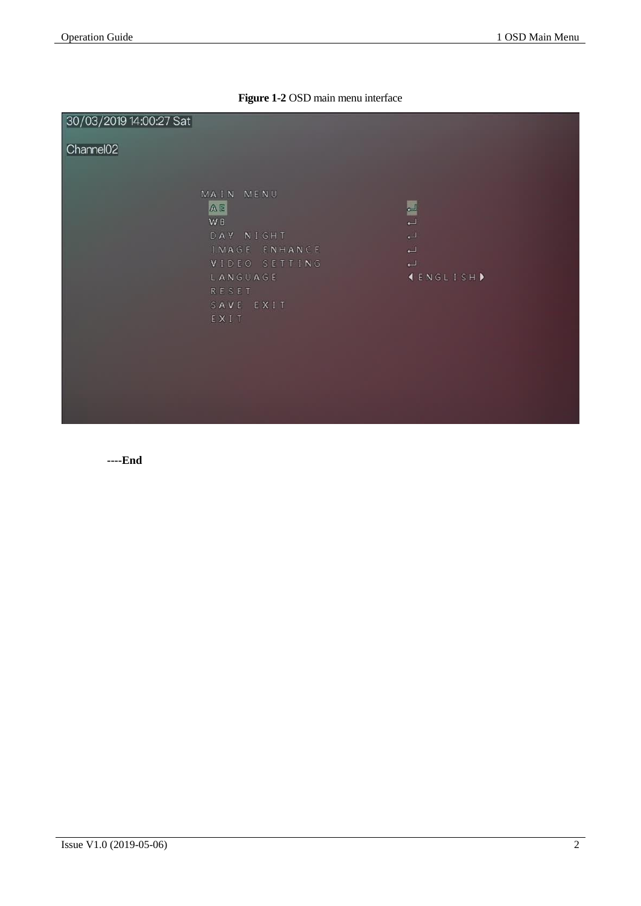**Figure 1-2** OSD main menu interface

```
30/03/2019 14:00:27 Sat

Channel02

MAIN MENU
  AE                       ↵
  WB                       ↵
  DAY NIGHT                ↵
  IMAGE ENHANCE            ↵
  VIDEO SETTING            ↵
  LANGUAGE                 ◀ENGLISH▶
  RESET
  SAVE EXIT
  EXIT
```

**----End**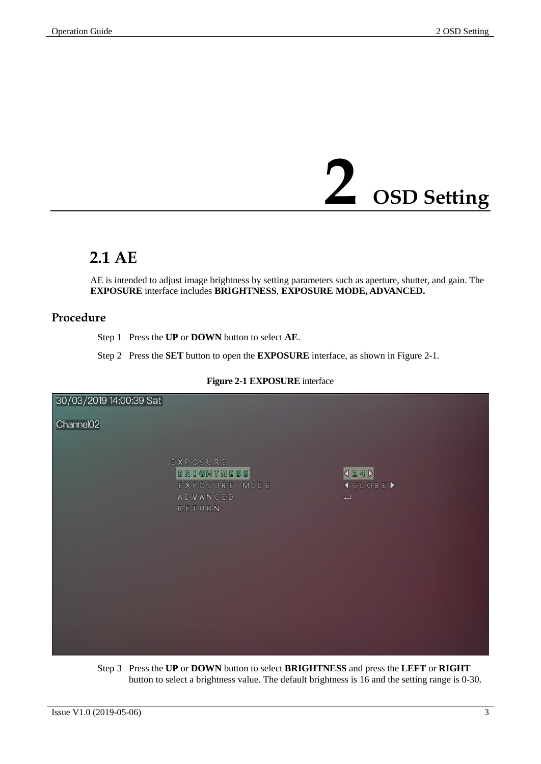# 2 OSD Setting

## 2.1 AE

AE is intended to adjust image brightness by setting parameters such as aperture, shutter, and gain. The **EXPOSURE** interface includes **BRIGHTNESS**, **EXPOSURE MODE, ADVANCED.**

### Procedure

Step 1 Press the **UP** or **DOWN** button to select **AE**.

Step 2 Press the **SET** button to open the **EXPOSURE** interface, as shown in Figure 2-1.

**Figure 2-1 EXPOSURE** interface

Step 3 Press the **UP** or **DOWN** button to select **BRIGHTNESS** and press the **LEFT** or **RIGHT** button to select a brightness value. The default brightness is 16 and the setting range is 0-30.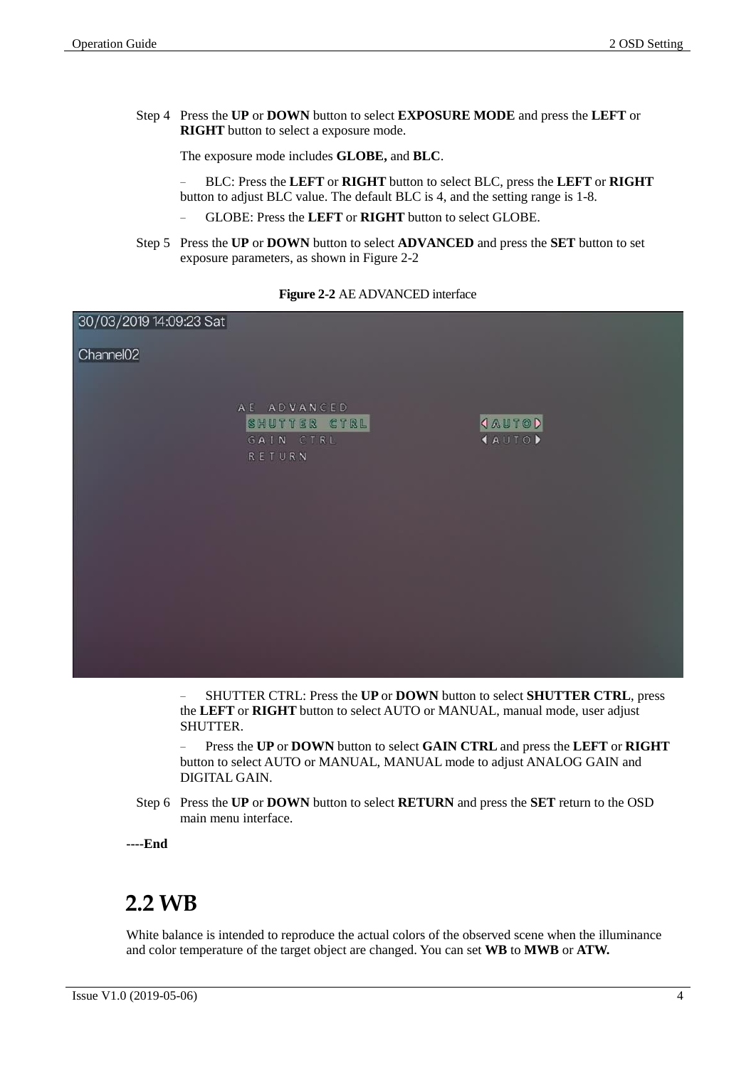Step 4 Press the **UP** or **DOWN** button to select **EXPOSURE MODE** and press the **LEFT** or **RIGHT** button to select a exposure mode.

The exposure mode includes **GLOBE,** and **BLC**.

- BLC: Press the **LEFT** or **RIGHT** button to select BLC, press the **LEFT** or **RIGHT** button to adjust BLC value. The default BLC is 4, and the setting range is 1-8.
- GLOBE: Press the **LEFT** or **RIGHT** button to select GLOBE.

Step 5 Press the **UP** or **DOWN** button to select **ADVANCED** and press the **SET** button to set exposure parameters, as shown in Figure 2-2

**Figure 2-2** AE ADVANCED interface

- SHUTTER CTRL: Press the **UP** or **DOWN** button to select **SHUTTER CTRL**, press the **LEFT** or **RIGHT** button to select AUTO or MANUAL, manual mode, user adjust SHUTTER.
- Press the **UP** or **DOWN** button to select **GAIN CTRL** and press the **LEFT** or **RIGHT** button to select AUTO or MANUAL, MANUAL mode to adjust ANALOG GAIN and DIGITAL GAIN.

Step 6 Press the **UP** or **DOWN** button to select **RETURN** and press the **SET** return to the OSD main menu interface.

**----End**

## 2.2 WB

White balance is intended to reproduce the actual colors of the observed scene when the illuminance and color temperature of the target object are changed. You can set **WB** to **MWB** or **ATW.**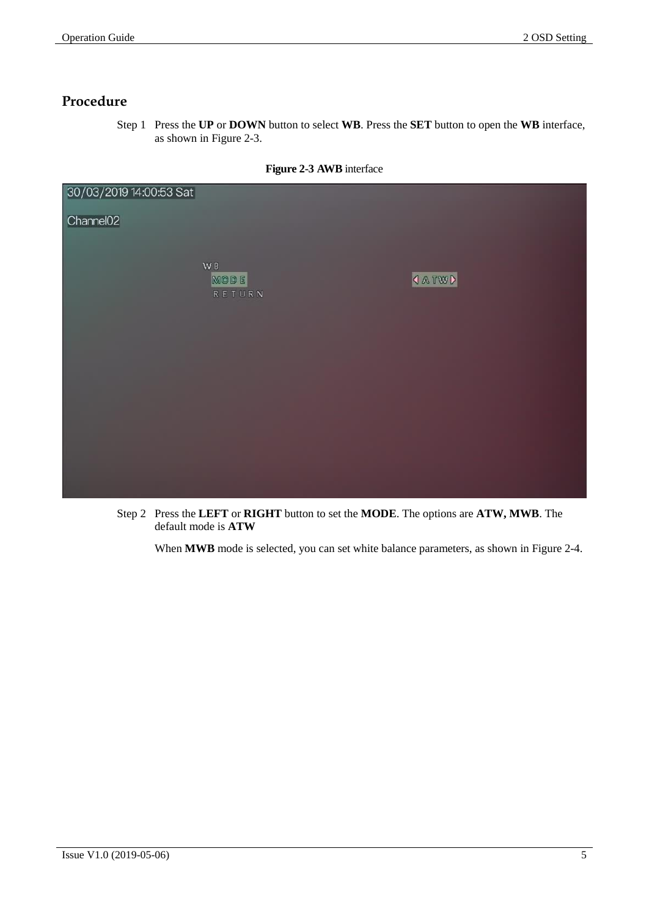## Procedure

Step 1 Press the **UP** or **DOWN** button to select **WB**. Press the **SET** button to open the **WB** interface, as shown in Figure 2-3.

**Figure 2-3 AWB** interface

Step 2 Press the **LEFT** or **RIGHT** button to set the **MODE**. The options are **ATW, MWB**. The default mode is **ATW**

When **MWB** mode is selected, you can set white balance parameters, as shown in Figure 2-4.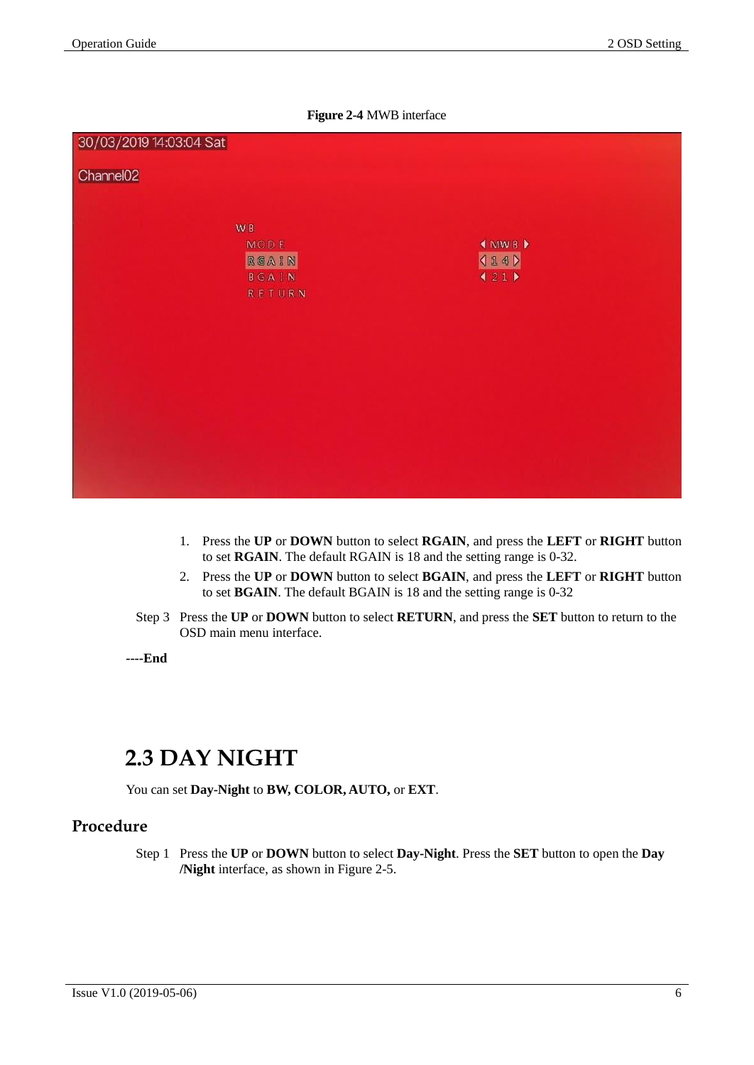**Figure 2-4** MWB interface

1. Press the **UP** or **DOWN** button to select **RGAIN**, and press the **LEFT** or **RIGHT** button to set **RGAIN**. The default RGAIN is 18 and the setting range is 0-32.
2. Press the **UP** or **DOWN** button to select **BGAIN**, and press the **LEFT** or **RIGHT** button to set **BGAIN**. The default BGAIN is 18 and the setting range is 0-32

Step 3 Press the **UP** or **DOWN** button to select **RETURN**, and press the **SET** button to return to the OSD main menu interface.

**----End**

## 2.3 DAY NIGHT

You can set **Day-Night** to **BW, COLOR, AUTO,** or **EXT**.

### Procedure

Step 1 Press the **UP** or **DOWN** button to select **Day-Night**. Press the **SET** button to open the **Day /Night** interface, as shown in Figure 2-5.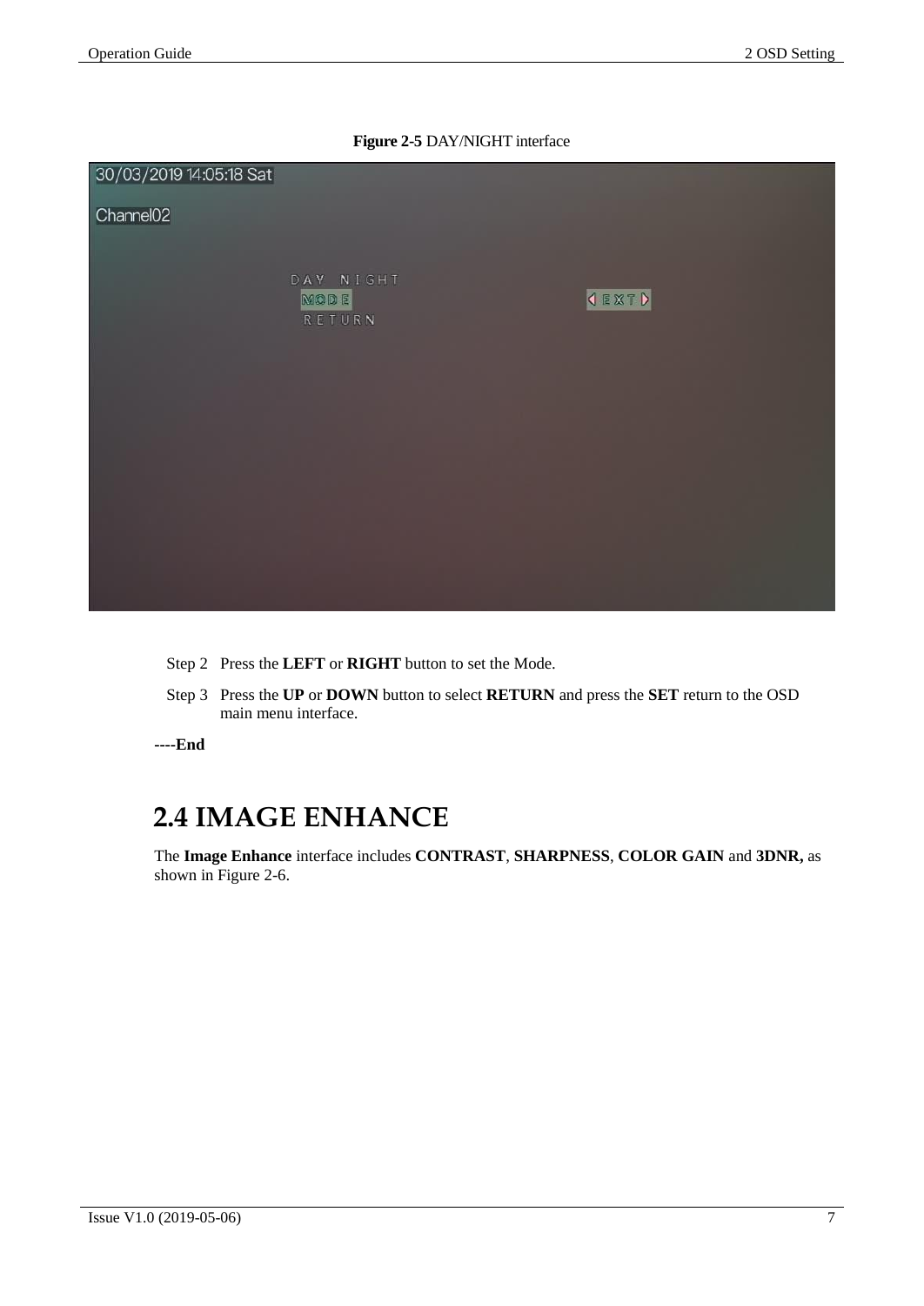**Figure 2-5** DAY/NIGHT interface

Step 2 Press the **LEFT** or **RIGHT** button to set the Mode.

Step 3 Press the **UP** or **DOWN** button to select **RETURN** and press the **SET** return to the OSD main menu interface.

**----End**

## 2.4 IMAGE ENHANCE

The **Image Enhance** interface includes **CONTRAST**, **SHARPNESS**, **COLOR GAIN** and **3DNR,** as shown in Figure 2-6.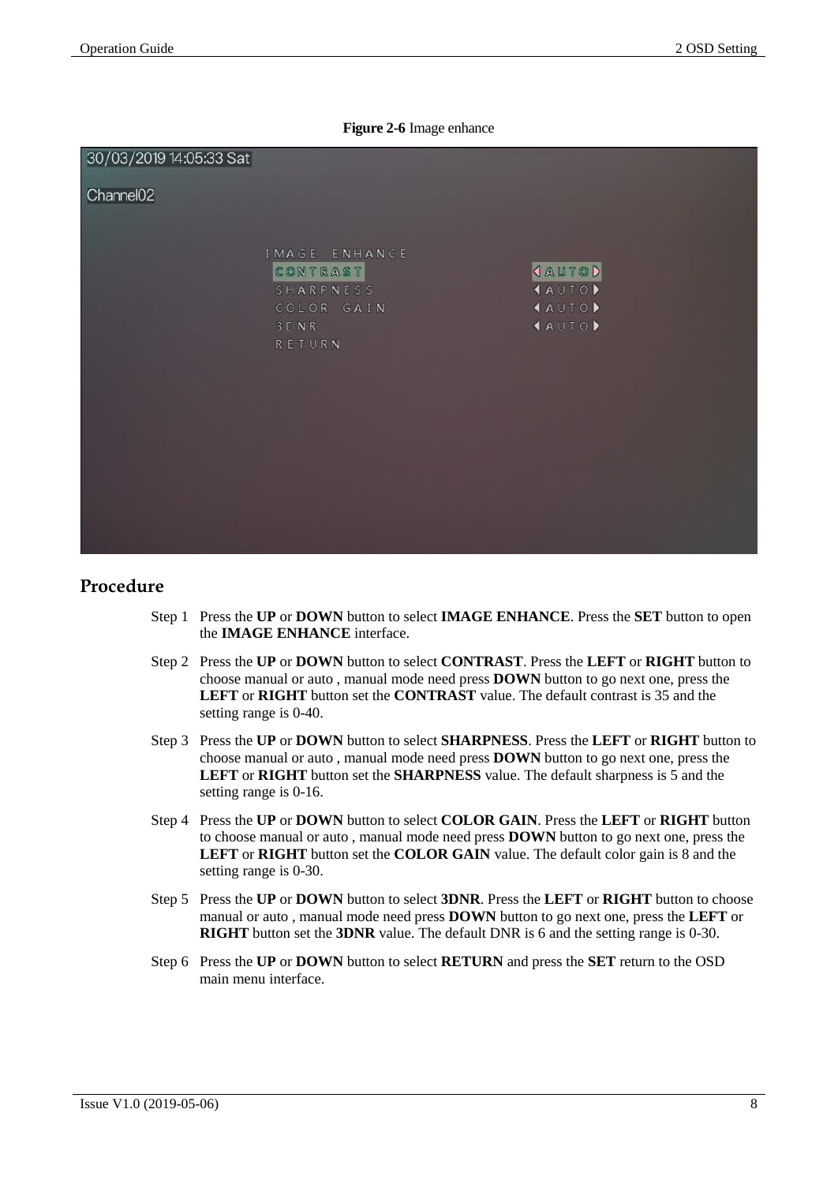**Figure 2-6** Image enhance

## Procedure

Step 1 Press the **UP** or **DOWN** button to select **IMAGE ENHANCE**. Press the **SET** button to open the **IMAGE ENHANCE** interface.

Step 2 Press the **UP** or **DOWN** button to select **CONTRAST**. Press the **LEFT** or **RIGHT** button to choose manual or auto , manual mode need press **DOWN** button to go next one, press the **LEFT** or **RIGHT** button set the **CONTRAST** value. The default contrast is 35 and the setting range is 0-40.

Step 3 Press the **UP** or **DOWN** button to select **SHARPNESS**. Press the **LEFT** or **RIGHT** button to choose manual or auto , manual mode need press **DOWN** button to go next one, press the **LEFT** or **RIGHT** button set the **SHARPNESS** value. The default sharpness is 5 and the setting range is 0-16.

Step 4 Press the **UP** or **DOWN** button to select **COLOR GAIN**. Press the **LEFT** or **RIGHT** button to choose manual or auto , manual mode need press **DOWN** button to go next one, press the **LEFT** or **RIGHT** button set the **COLOR GAIN** value. The default color gain is 8 and the setting range is 0-30.

Step 5 Press the **UP** or **DOWN** button to select **3DNR**. Press the **LEFT** or **RIGHT** button to choose manual or auto , manual mode need press **DOWN** button to go next one, press the **LEFT** or **RIGHT** button set the **3DNR** value. The default DNR is 6 and the setting range is 0-30.

Step 6 Press the **UP** or **DOWN** button to select **RETURN** and press the **SET** return to the OSD main menu interface.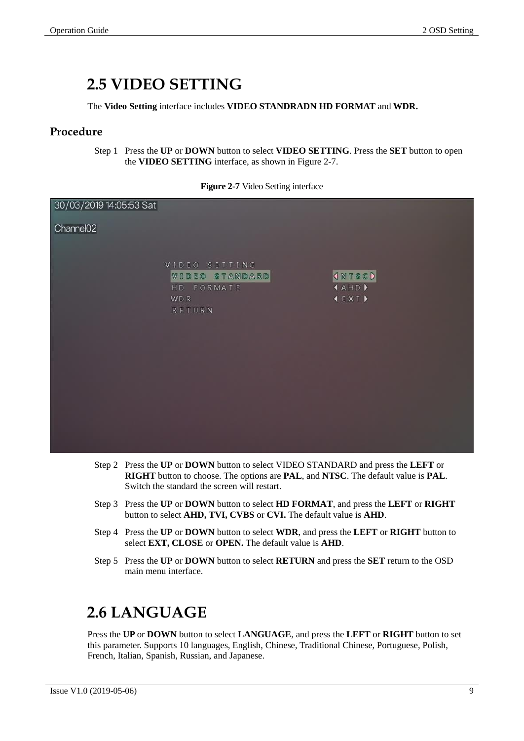## 2.5 VIDEO SETTING

The **Video Setting** interface includes **VIDEO STANDRADN HD FORMAT** and **WDR.**

### Procedure

Step 1 Press the **UP** or **DOWN** button to select **VIDEO SETTING**. Press the **SET** button to open the **VIDEO SETTING** interface, as shown in Figure 2-7.

**Figure 2-7** Video Setting interface

Step 2 Press the **UP** or **DOWN** button to select VIDEO STANDARD and press the **LEFT** or **RIGHT** button to choose. The options are **PAL**, and **NTSC**. The default value is **PAL**. Switch the standard the screen will restart.

Step 3 Press the **UP** or **DOWN** button to select **HD FORMAT**, and press the **LEFT** or **RIGHT** button to select **AHD, TVI, CVBS** or **CVI.** The default value is **AHD**.

Step 4 Press the **UP** or **DOWN** button to select **WDR**, and press the **LEFT** or **RIGHT** button to select **EXT, CLOSE** or **OPEN.** The default value is **AHD**.

Step 5 Press the **UP** or **DOWN** button to select **RETURN** and press the **SET** return to the OSD main menu interface.

## 2.6 LANGUAGE

Press the **UP** or **DOWN** button to select **LANGUAGE**, and press the **LEFT** or **RIGHT** button to set this parameter. Supports 10 languages, English, Chinese, Traditional Chinese, Portuguese, Polish, French, Italian, Spanish, Russian, and Japanese.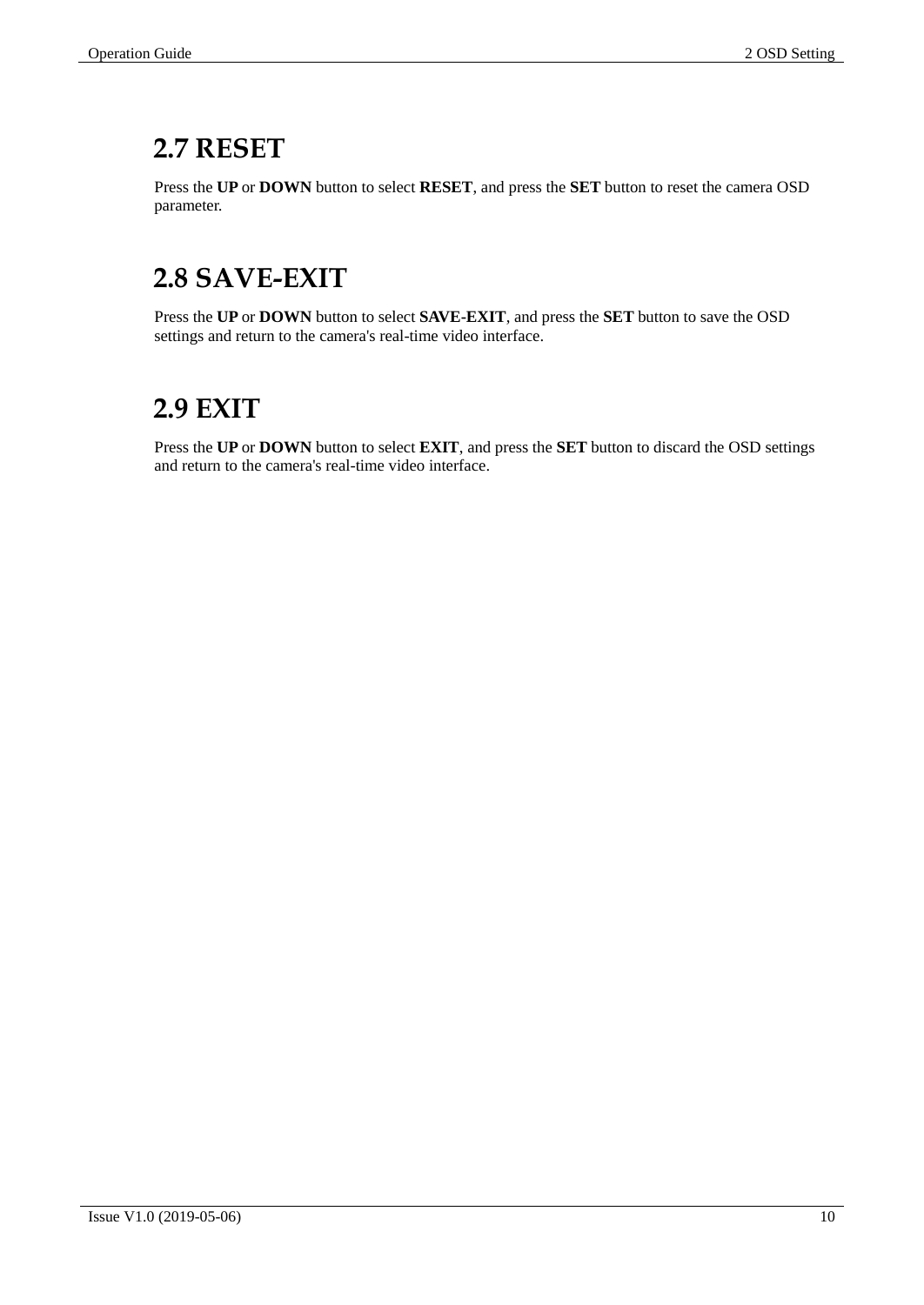## 2.7 RESET

Press the **UP** or **DOWN** button to select **RESET**, and press the **SET** button to reset the camera OSD parameter.

## 2.8 SAVE-EXIT

Press the **UP** or **DOWN** button to select **SAVE-EXIT**, and press the **SET** button to save the OSD settings and return to the camera's real-time video interface.

## 2.9 EXIT

Press the **UP** or **DOWN** button to select **EXIT**, and press the **SET** button to discard the OSD settings and return to the camera's real-time video interface.